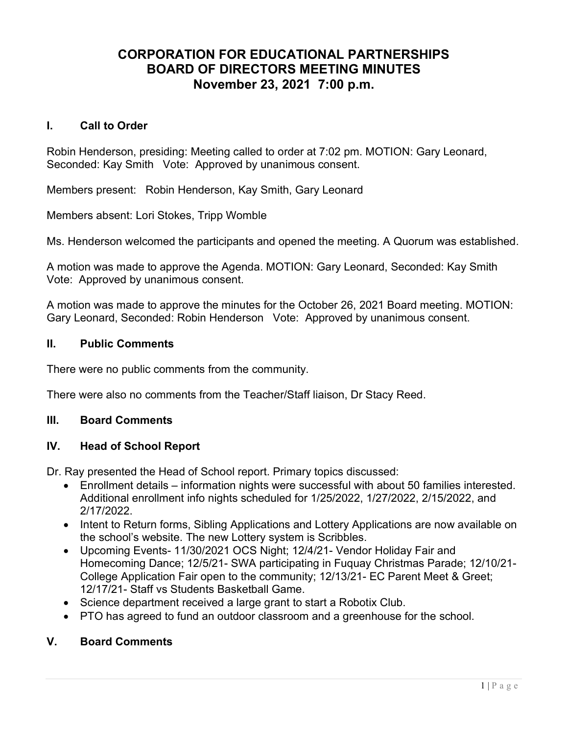# CORPORATION FOR EDUCATIONAL PARTNERSHIPS
# BOARD OF DIRECTORS MEETING MINUTES
# November 23, 2021 7:00 p.m.

## I. Call to Order

Robin Henderson, presiding: Meeting called to order at 7:02 pm. MOTION: Gary Leonard, Seconded: Kay Smith Vote: Approved by unanimous consent.

Members present: Robin Henderson, Kay Smith, Gary Leonard

Members absent: Lori Stokes, Tripp Womble

Ms. Henderson welcomed the participants and opened the meeting. A Quorum was established.

A motion was made to approve the Agenda. MOTION: Gary Leonard, Seconded: Kay Smith Vote: Approved by unanimous consent.

A motion was made to approve the minutes for the October 26, 2021 Board meeting. MOTION: Gary Leonard, Seconded: Robin Henderson Vote: Approved by unanimous consent.

## II. Public Comments

There were no public comments from the community.

There were also no comments from the Teacher/Staff liaison, Dr Stacy Reed.

## III. Board Comments

## IV. Head of School Report

Dr. Ray presented the Head of School report. Primary topics discussed:

- Enrollment details – information nights were successful with about 50 families interested. Additional enrollment info nights scheduled for 1/25/2022, 1/27/2022, 2/15/2022, and 2/17/2022.
- Intent to Return forms, Sibling Applications and Lottery Applications are now available on the school's website. The new Lottery system is Scribbles.
- Upcoming Events- 11/30/2021 OCS Night; 12/4/21- Vendor Holiday Fair and Homecoming Dance; 12/5/21- SWA participating in Fuquay Christmas Parade; 12/10/21- College Application Fair open to the community; 12/13/21- EC Parent Meet & Greet; 12/17/21- Staff vs Students Basketball Game.
- Science department received a large grant to start a Robotix Club.
- PTO has agreed to fund an outdoor classroom and a greenhouse for the school.

## V. Board Comments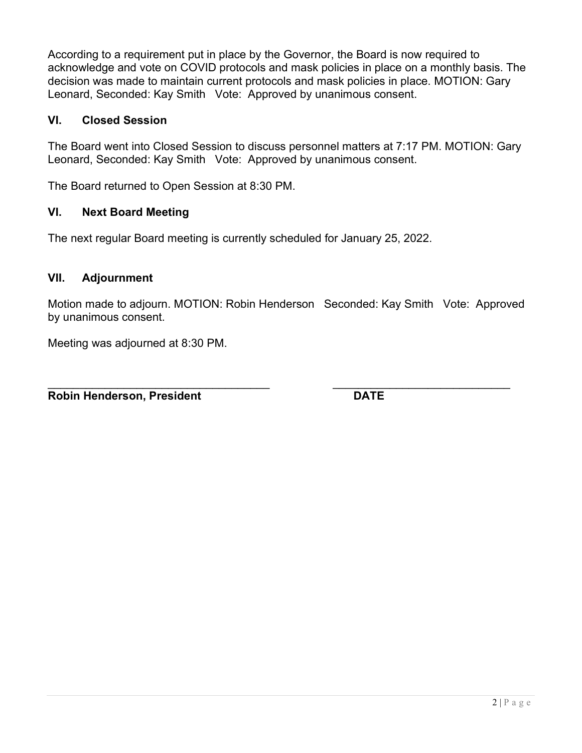According to a requirement put in place by the Governor, the Board is now required to acknowledge and vote on COVID protocols and mask policies in place on a monthly basis. The decision was made to maintain current protocols and mask policies in place. MOTION: Gary Leonard, Seconded: Kay Smith Vote: Approved by unanimous consent.

## VI. Closed Session

The Board went into Closed Session to discuss personnel matters at 7:17 PM. MOTION: Gary Leonard, Seconded: Kay Smith Vote: Approved by unanimous consent.

The Board returned to Open Session at 8:30 PM.

## VI. Next Board Meeting

The next regular Board meeting is currently scheduled for January 25, 2022.

## VII. Adjournment

Motion made to adjourn. MOTION: Robin Henderson Seconded: Kay Smith Vote: Approved by unanimous consent.

Meeting was adjourned at 8:30 PM.

\_\_\_\_\_\_\_\_\_\_\_\_\_\_\_\_\_\_\_\_\_\_\_\_\_\_\_\_\_\_\_\_\_\_\_\_ \_\_\_\_\_\_\_\_\_\_\_\_\_\_\_\_\_\_\_\_\_\_\_\_\_\_\_\_\_\_

**Robin Henderson, President** **DATE**